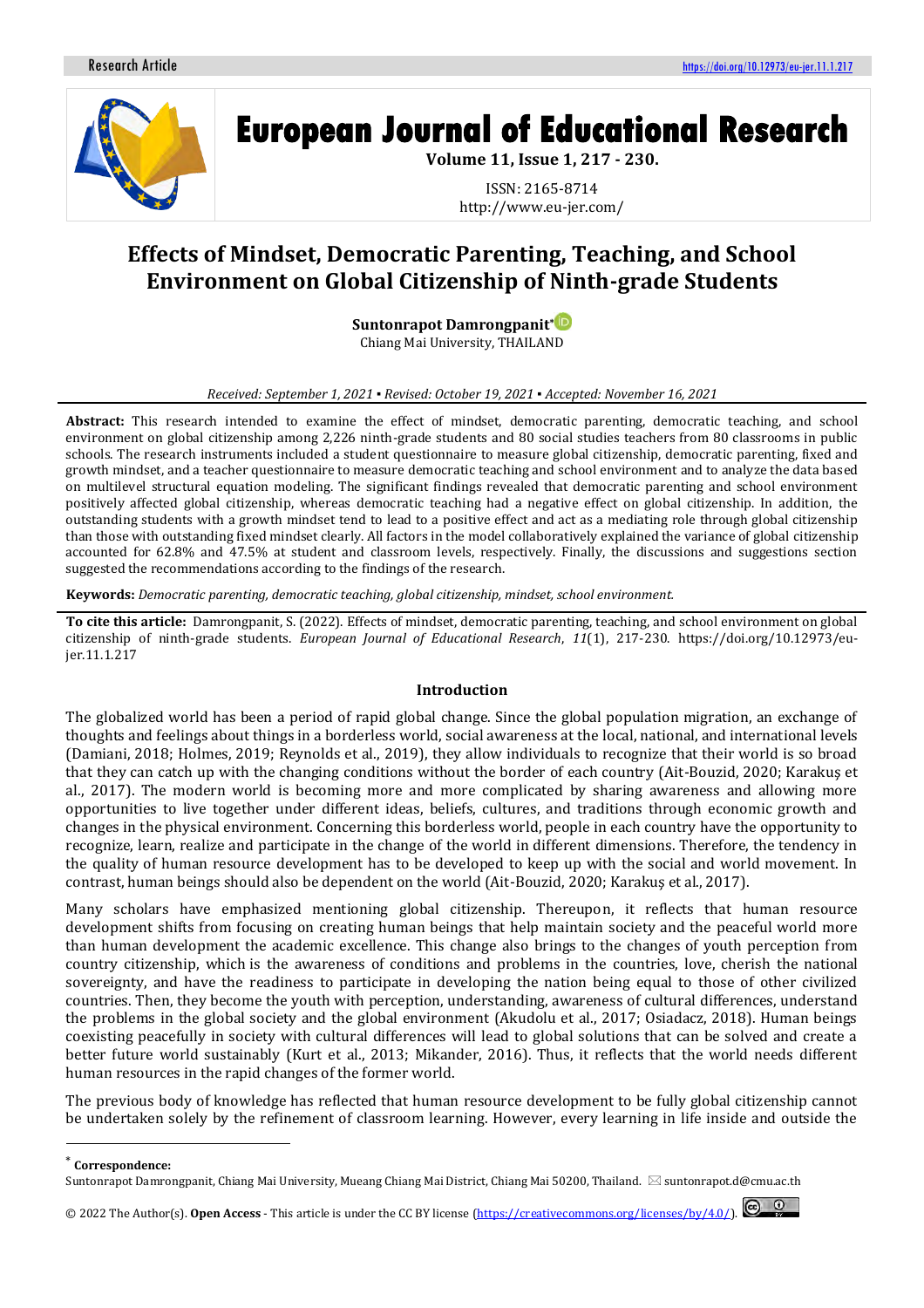# Effects of Mindset, Democratic Parenting, Teaching, and School Environment on Global Citizenship of Ninth-grade Students

**Suntonrapot Damrongpanit***
Chiang Mai University, THAILAND

*Received: September 1, 2021 ▪ Revised: October 19, 2021 ▪ Accepted: November 16, 2021*

**Abstract:** This research intended to examine the effect of mindset, democratic parenting, democratic teaching, and school environment on global citizenship among 2,226 ninth-grade students and 80 social studies teachers from 80 classrooms in public schools. The research instruments included a student questionnaire to measure global citizenship, democratic parenting, fixed and growth mindset, and a teacher questionnaire to measure democratic teaching and school environment and to analyze the data based on multilevel structural equation modeling. The significant findings revealed that democratic parenting and school environment positively affected global citizenship, whereas democratic teaching had a negative effect on global citizenship. In addition, the outstanding students with a growth mindset tend to lead to a positive effect and act as a mediating role through global citizenship than those with outstanding fixed mindset clearly. All factors in the model collaboratively explained the variance of global citizenship accounted for 62.8% and 47.5% at student and classroom levels, respectively. Finally, the discussions and suggestions section suggested the recommendations according to the findings of the research.

**Keywords:** *Democratic parenting, democratic teaching, global citizenship, mindset, school environment.*

**To cite this article:** Damrongpanit, S. (2022). Effects of mindset, democratic parenting, teaching, and school environment on global citizenship of ninth-grade students. *European Journal of Educational Research*, *11*(1), 217-230. https://doi.org/10.12973/eu-jer.11.1.217

## Introduction

The globalized world has been a period of rapid global change. Since the global population migration, an exchange of thoughts and feelings about things in a borderless world, social awareness at the local, national, and international levels (Damiani, 2018; Holmes, 2019; Reynolds et al., 2019), they allow individuals to recognize that their world is so broad that they can catch up with the changing conditions without the border of each country (Ait-Bouzid, 2020; Karakuş et al., 2017). The modern world is becoming more and more complicated by sharing awareness and allowing more opportunities to live together under different ideas, beliefs, cultures, and traditions through economic growth and changes in the physical environment. Concerning this borderless world, people in each country have the opportunity to recognize, learn, realize and participate in the change of the world in different dimensions. Therefore, the tendency in the quality of human resource development has to be developed to keep up with the social and world movement. In contrast, human beings should also be dependent on the world (Ait-Bouzid, 2020; Karakuş et al., 2017).

Many scholars have emphasized mentioning global citizenship. Thereupon, it reflects that human resource development shifts from focusing on creating human beings that help maintain society and the peaceful world more than human development the academic excellence. This change also brings to the changes of youth perception from country citizenship, which is the awareness of conditions and problems in the countries, love, cherish the national sovereignty, and have the readiness to participate in developing the nation being equal to those of other civilized countries. Then, they become the youth with perception, understanding, awareness of cultural differences, understand the problems in the global society and the global environment (Akudolu et al., 2017; Osiadacz, 2018). Human beings coexisting peacefully in society with cultural differences will lead to global solutions that can be solved and create a better future world sustainably (Kurt et al., 2013; Mikander, 2016). Thus, it reflects that the world needs different human resources in the rapid changes of the former world.

The previous body of knowledge has reflected that human resource development to be fully global citizenship cannot be undertaken solely by the refinement of classroom learning. However, every learning in life inside and outside the

---

* **Correspondence:**
Suntonrapot Damrongpanit, Chiang Mai University, Mueang Chiang Mai District, Chiang Mai 50200, Thailand. ✉ suntonrapot.d@cmu.ac.th

© 2022 The Author(s). **Open Access** - This article is under the CC BY license (https://creativecommons.org/licenses/by/4.0/).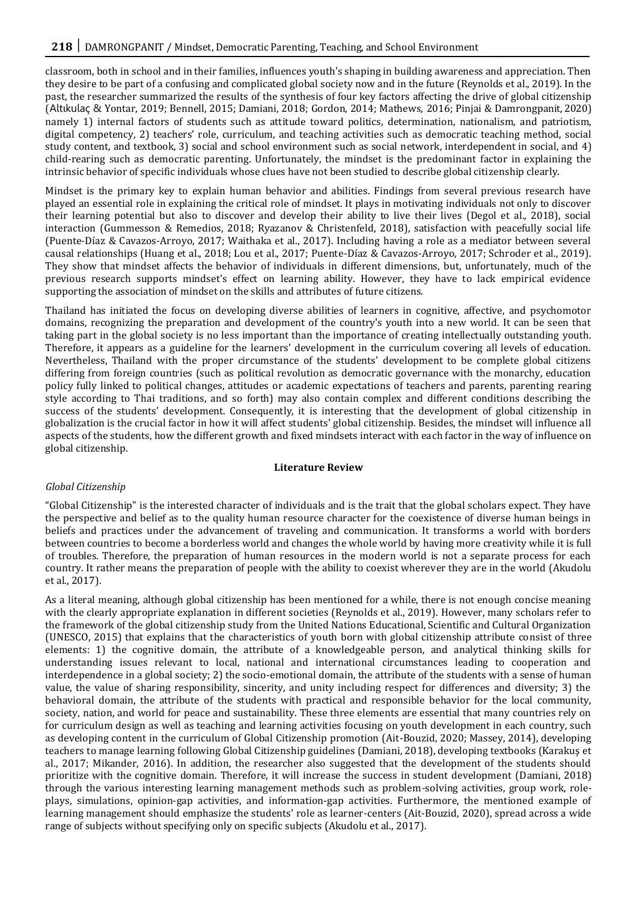classroom, both in school and in their families, influences youth's shaping in building awareness and appreciation. Then they desire to be part of a confusing and complicated global society now and in the future (Reynolds et al., 2019). In the past, the researcher summarized the results of the synthesis of four key factors affecting the drive of global citizenship (Altıkulaç & Yontar, 2019; Bennell, 2015; Damiani, 2018; Gordon, 2014; Mathews, 2016; Pinjai & Damrongpanit, 2020) namely 1) internal factors of students such as attitude toward politics, determination, nationalism, and patriotism, digital competency, 2) teachers' role, curriculum, and teaching activities such as democratic teaching method, social study content, and textbook, 3) social and school environment such as social network, interdependent in social, and 4) child-rearing such as democratic parenting. Unfortunately, the mindset is the predominant factor in explaining the intrinsic behavior of specific individuals whose clues have not been studied to describe global citizenship clearly.

Mindset is the primary key to explain human behavior and abilities. Findings from several previous research have played an essential role in explaining the critical role of mindset. It plays in motivating individuals not only to discover their learning potential but also to discover and develop their ability to live their lives (Degol et al., 2018), social interaction (Gummesson & Remedios, 2018; Ryazanov & Christenfeld, 2018), satisfaction with peacefully social life (Puente-Díaz & Cavazos-Arroyo, 2017; Waithaka et al., 2017). Including having a role as a mediator between several causal relationships (Huang et al., 2018; Lou et al., 2017; Puente-Díaz & Cavazos-Arroyo, 2017; Schroder et al., 2019). They show that mindset affects the behavior of individuals in different dimensions, but, unfortunately, much of the previous research supports mindset's effect on learning ability. However, they have to lack empirical evidence supporting the association of mindset on the skills and attributes of future citizens.

Thailand has initiated the focus on developing diverse abilities of learners in cognitive, affective, and psychomotor domains, recognizing the preparation and development of the country's youth into a new world. It can be seen that taking part in the global society is no less important than the importance of creating intellectually outstanding youth. Therefore, it appears as a guideline for the learners' development in the curriculum covering all levels of education. Nevertheless, Thailand with the proper circumstance of the students' development to be complete global citizens differing from foreign countries (such as political revolution as democratic governance with the monarchy, education policy fully linked to political changes, attitudes or academic expectations of teachers and parents, parenting rearing style according to Thai traditions, and so forth) may also contain complex and different conditions describing the success of the students' development. Consequently, it is interesting that the development of global citizenship in globalization is the crucial factor in how it will affect students' global citizenship. Besides, the mindset will influence all aspects of the students, how the different growth and fixed mindsets interact with each factor in the way of influence on global citizenship.

## Literature Review

### *Global Citizenship*

"Global Citizenship" is the interested character of individuals and is the trait that the global scholars expect. They have the perspective and belief as to the quality human resource character for the coexistence of diverse human beings in beliefs and practices under the advancement of traveling and communication. It transforms a world with borders between countries to become a borderless world and changes the whole world by having more creativity while it is full of troubles. Therefore, the preparation of human resources in the modern world is not a separate process for each country. It rather means the preparation of people with the ability to coexist wherever they are in the world (Akudolu et al., 2017).

As a literal meaning, although global citizenship has been mentioned for a while, there is not enough concise meaning with the clearly appropriate explanation in different societies (Reynolds et al., 2019). However, many scholars refer to the framework of the global citizenship study from the United Nations Educational, Scientific and Cultural Organization (UNESCO, 2015) that explains that the characteristics of youth born with global citizenship attribute consist of three elements: 1) the cognitive domain, the attribute of a knowledgeable person, and analytical thinking skills for understanding issues relevant to local, national and international circumstances leading to cooperation and interdependence in a global society; 2) the socio-emotional domain, the attribute of the students with a sense of human value, the value of sharing responsibility, sincerity, and unity including respect for differences and diversity; 3) the behavioral domain, the attribute of the students with practical and responsible behavior for the local community, society, nation, and world for peace and sustainability. These three elements are essential that many countries rely on for curriculum design as well as teaching and learning activities focusing on youth development in each country, such as developing content in the curriculum of Global Citizenship promotion (Ait-Bouzid, 2020; Massey, 2014), developing teachers to manage learning following Global Citizenship guidelines (Damiani, 2018), developing textbooks (Karakuş et al., 2017; Mikander, 2016). In addition, the researcher also suggested that the development of the students should prioritize with the cognitive domain. Therefore, it will increase the success in student development (Damiani, 2018) through the various interesting learning management methods such as problem-solving activities, group work, role-plays, simulations, opinion-gap activities, and information-gap activities. Furthermore, the mentioned example of learning management should emphasize the students' role as learner-centers (Ait-Bouzid, 2020), spread across a wide range of subjects without specifying only on specific subjects (Akudolu et al., 2017).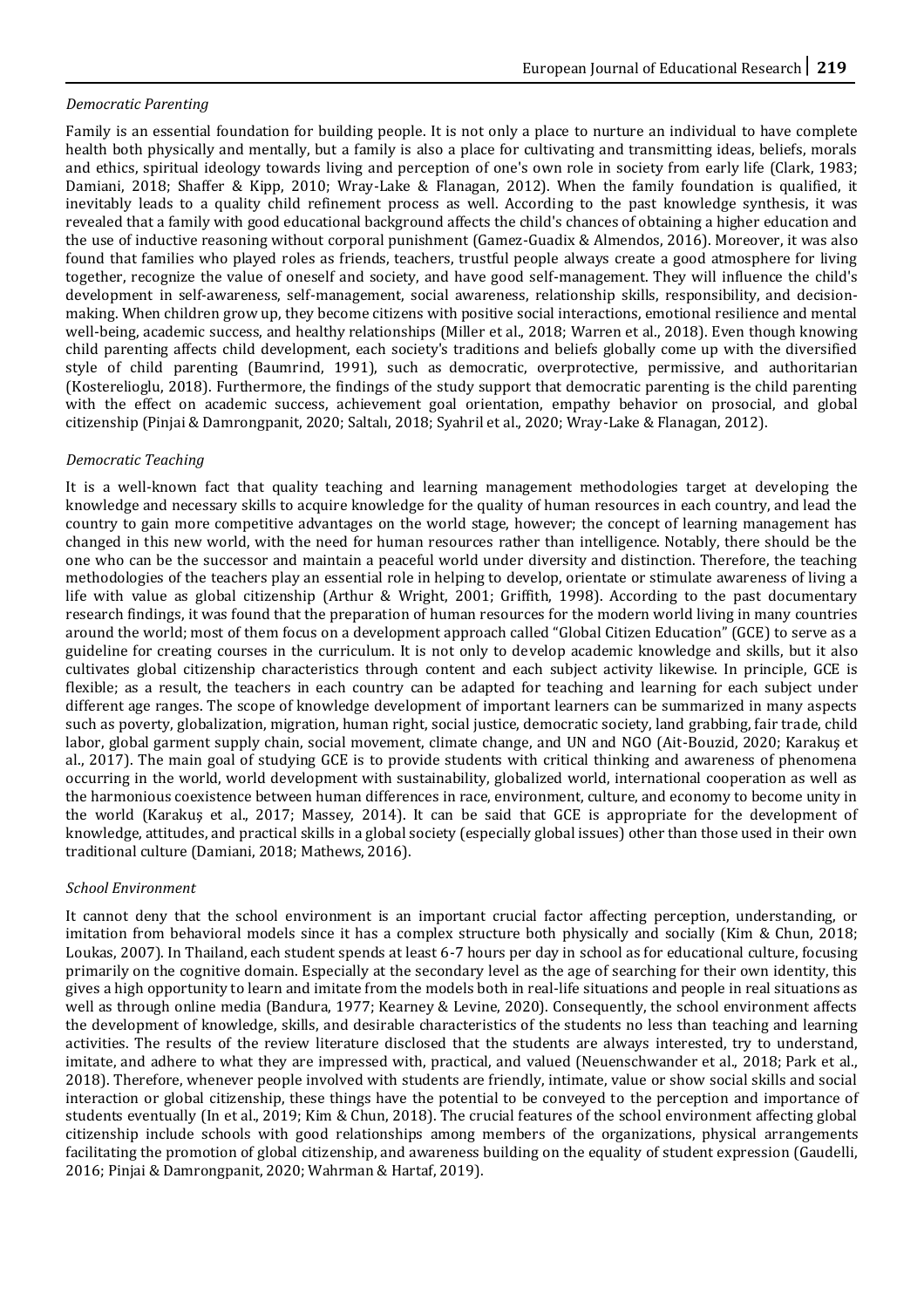### *Democratic Parenting*

Family is an essential foundation for building people. It is not only a place to nurture an individual to have complete health both physically and mentally, but a family is also a place for cultivating and transmitting ideas, beliefs, morals and ethics, spiritual ideology towards living and perception of one's own role in society from early life (Clark, 1983; Damiani, 2018; Shaffer & Kipp, 2010; Wray-Lake & Flanagan, 2012). When the family foundation is qualified, it inevitably leads to a quality child refinement process as well. According to the past knowledge synthesis, it was revealed that a family with good educational background affects the child's chances of obtaining a higher education and the use of inductive reasoning without corporal punishment (Gamez-Guadix & Almendos, 2016). Moreover, it was also found that families who played roles as friends, teachers, trustful people always create a good atmosphere for living together, recognize the value of oneself and society, and have good self-management. They will influence the child's development in self-awareness, self-management, social awareness, relationship skills, responsibility, and decision-making. When children grow up, they become citizens with positive social interactions, emotional resilience and mental well-being, academic success, and healthy relationships (Miller et al., 2018; Warren et al., 2018). Even though knowing child parenting affects child development, each society's traditions and beliefs globally come up with the diversified style of child parenting (Baumrind, 1991), such as democratic, overprotective, permissive, and authoritarian (Kosterelioglu, 2018). Furthermore, the findings of the study support that democratic parenting is the child parenting with the effect on academic success, achievement goal orientation, empathy behavior on prosocial, and global citizenship (Pinjai & Damrongpanit, 2020; Saltalı, 2018; Syahril et al., 2020; Wray-Lake & Flanagan, 2012).

### *Democratic Teaching*

It is a well-known fact that quality teaching and learning management methodologies target at developing the knowledge and necessary skills to acquire knowledge for the quality of human resources in each country, and lead the country to gain more competitive advantages on the world stage, however; the concept of learning management has changed in this new world, with the need for human resources rather than intelligence. Notably, there should be the one who can be the successor and maintain a peaceful world under diversity and distinction. Therefore, the teaching methodologies of the teachers play an essential role in helping to develop, orientate or stimulate awareness of living a life with value as global citizenship (Arthur & Wright, 2001; Griffith, 1998). According to the past documentary research findings, it was found that the preparation of human resources for the modern world living in many countries around the world; most of them focus on a development approach called "Global Citizen Education" (GCE) to serve as a guideline for creating courses in the curriculum. It is not only to develop academic knowledge and skills, but it also cultivates global citizenship characteristics through content and each subject activity likewise. In principle, GCE is flexible; as a result, the teachers in each country can be adapted for teaching and learning for each subject under different age ranges. The scope of knowledge development of important learners can be summarized in many aspects such as poverty, globalization, migration, human right, social justice, democratic society, land grabbing, fair trade, child labor, global garment supply chain, social movement, climate change, and UN and NGO (Ait-Bouzid, 2020; Karakuş et al., 2017). The main goal of studying GCE is to provide students with critical thinking and awareness of phenomena occurring in the world, world development with sustainability, globalized world, international cooperation as well as the harmonious coexistence between human differences in race, environment, culture, and economy to become unity in the world (Karakuş et al., 2017; Massey, 2014). It can be said that GCE is appropriate for the development of knowledge, attitudes, and practical skills in a global society (especially global issues) other than those used in their own traditional culture (Damiani, 2018; Mathews, 2016).

### *School Environment*

It cannot deny that the school environment is an important crucial factor affecting perception, understanding, or imitation from behavioral models since it has a complex structure both physically and socially (Kim & Chun, 2018; Loukas, 2007). In Thailand, each student spends at least 6-7 hours per day in school as for educational culture, focusing primarily on the cognitive domain. Especially at the secondary level as the age of searching for their own identity, this gives a high opportunity to learn and imitate from the models both in real-life situations and people in real situations as well as through online media (Bandura, 1977; Kearney & Levine, 2020). Consequently, the school environment affects the development of knowledge, skills, and desirable characteristics of the students no less than teaching and learning activities. The results of the review literature disclosed that the students are always interested, try to understand, imitate, and adhere to what they are impressed with, practical, and valued (Neuenschwander et al., 2018; Park et al., 2018). Therefore, whenever people involved with students are friendly, intimate, value or show social skills and social interaction or global citizenship, these things have the potential to be conveyed to the perception and importance of students eventually (In et al., 2019; Kim & Chun, 2018). The crucial features of the school environment affecting global citizenship include schools with good relationships among members of the organizations, physical arrangements facilitating the promotion of global citizenship, and awareness building on the equality of student expression (Gaudelli, 2016; Pinjai & Damrongpanit, 2020; Wahrman & Hartaf, 2019).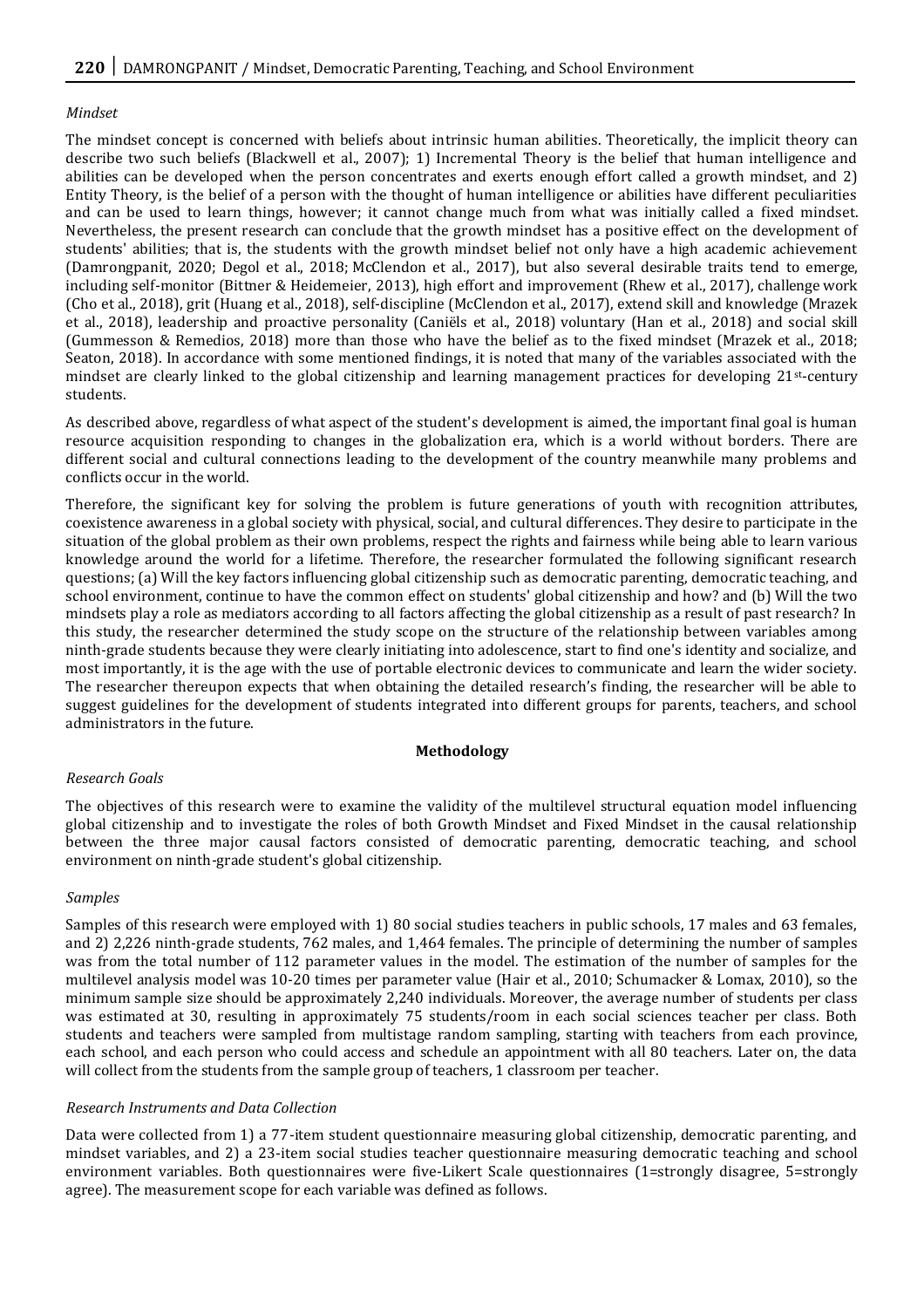*Mindset*

The mindset concept is concerned with beliefs about intrinsic human abilities. Theoretically, the implicit theory can describe two such beliefs (Blackwell et al., 2007); 1) Incremental Theory is the belief that human intelligence and abilities can be developed when the person concentrates and exerts enough effort called a growth mindset, and 2) Entity Theory, is the belief of a person with the thought of human intelligence or abilities have different peculiarities and can be used to learn things, however; it cannot change much from what was initially called a fixed mindset. Nevertheless, the present research can conclude that the growth mindset has a positive effect on the development of students' abilities; that is, the students with the growth mindset belief not only have a high academic achievement (Damrongpanit, 2020; Degol et al., 2018; McClendon et al., 2017), but also several desirable traits tend to emerge, including self-monitor (Bittner & Heidemeier, 2013), high effort and improvement (Rhew et al., 2017), challenge work (Cho et al., 2018), grit (Huang et al., 2018), self-discipline (McClendon et al., 2017), extend skill and knowledge (Mrazek et al., 2018), leadership and proactive personality (Caniëls et al., 2018) voluntary (Han et al., 2018) and social skill (Gummesson & Remedios, 2018) more than those who have the belief as to the fixed mindset (Mrazek et al., 2018; Seaton, 2018). In accordance with some mentioned findings, it is noted that many of the variables associated with the mindset are clearly linked to the global citizenship and learning management practices for developing 21st-century students.

As described above, regardless of what aspect of the student's development is aimed, the important final goal is human resource acquisition responding to changes in the globalization era, which is a world without borders. There are different social and cultural connections leading to the development of the country meanwhile many problems and conflicts occur in the world.

Therefore, the significant key for solving the problem is future generations of youth with recognition attributes, coexistence awareness in a global society with physical, social, and cultural differences. They desire to participate in the situation of the global problem as their own problems, respect the rights and fairness while being able to learn various knowledge around the world for a lifetime. Therefore, the researcher formulated the following significant research questions; (a) Will the key factors influencing global citizenship such as democratic parenting, democratic teaching, and school environment, continue to have the common effect on students' global citizenship and how? and (b) Will the two mindsets play a role as mediators according to all factors affecting the global citizenship as a result of past research? In this study, the researcher determined the study scope on the structure of the relationship between variables among ninth-grade students because they were clearly initiating into adolescence, start to find one's identity and socialize, and most importantly, it is the age with the use of portable electronic devices to communicate and learn the wider society. The researcher thereupon expects that when obtaining the detailed research's finding, the researcher will be able to suggest guidelines for the development of students integrated into different groups for parents, teachers, and school administrators in the future.

## Methodology

*Research Goals*

The objectives of this research were to examine the validity of the multilevel structural equation model influencing global citizenship and to investigate the roles of both Growth Mindset and Fixed Mindset in the causal relationship between the three major causal factors consisted of democratic parenting, democratic teaching, and school environment on ninth-grade student's global citizenship.

*Samples*

Samples of this research were employed with 1) 80 social studies teachers in public schools, 17 males and 63 females, and 2) 2,226 ninth-grade students, 762 males, and 1,464 females. The principle of determining the number of samples was from the total number of 112 parameter values in the model. The estimation of the number of samples for the multilevel analysis model was 10-20 times per parameter value (Hair et al., 2010; Schumacker & Lomax, 2010), so the minimum sample size should be approximately 2,240 individuals. Moreover, the average number of students per class was estimated at 30, resulting in approximately 75 students/room in each social sciences teacher per class. Both students and teachers were sampled from multistage random sampling, starting with teachers from each province, each school, and each person who could access and schedule an appointment with all 80 teachers. Later on, the data will collect from the students from the sample group of teachers, 1 classroom per teacher.

*Research Instruments and Data Collection*

Data were collected from 1) a 77-item student questionnaire measuring global citizenship, democratic parenting, and mindset variables, and 2) a 23-item social studies teacher questionnaire measuring democratic teaching and school environment variables. Both questionnaires were five-Likert Scale questionnaires (1=strongly disagree, 5=strongly agree). The measurement scope for each variable was defined as follows.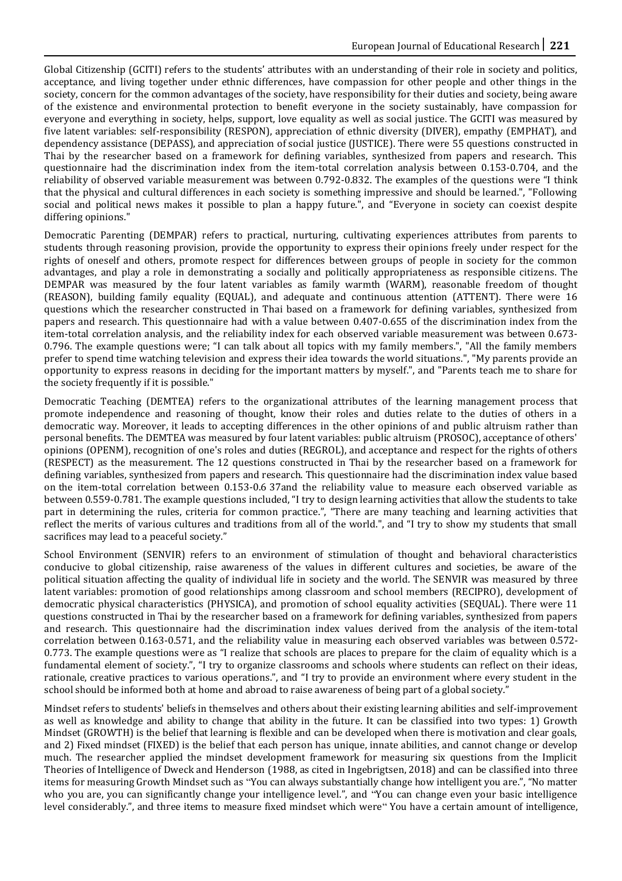Global Citizenship (GCITI) refers to the students' attributes with an understanding of their role in society and politics, acceptance, and living together under ethnic differences, have compassion for other people and other things in the society, concern for the common advantages of the society, have responsibility for their duties and society, being aware of the existence and environmental protection to benefit everyone in the society sustainably, have compassion for everyone and everything in society, helps, support, love equality as well as social justice. The GCITI was measured by five latent variables: self-responsibility (RESPON), appreciation of ethnic diversity (DIVER), empathy (EMPHAT), and dependency assistance (DEPASS), and appreciation of social justice (JUSTICE). There were 55 questions constructed in Thai by the researcher based on a framework for defining variables, synthesized from papers and research. This questionnaire had the discrimination index from the item-total correlation analysis between 0.153-0.704, and the reliability of observed variable measurement was between 0.792-0.832. The examples of the questions were "I think that the physical and cultural differences in each society is something impressive and should be learned.", "Following social and political news makes it possible to plan a happy future.", and "Everyone in society can coexist despite differing opinions."

Democratic Parenting (DEMPAR) refers to practical, nurturing, cultivating experiences attributes from parents to students through reasoning provision, provide the opportunity to express their opinions freely under respect for the rights of oneself and others, promote respect for differences between groups of people in society for the common advantages, and play a role in demonstrating a socially and politically appropriateness as responsible citizens. The DEMPAR was measured by the four latent variables as family warmth (WARM), reasonable freedom of thought (REASON), building family equality (EQUAL), and adequate and continuous attention (ATTENT). There were 16 questions which the researcher constructed in Thai based on a framework for defining variables, synthesized from papers and research. This questionnaire had with a value between 0.407-0.655 of the discrimination index from the item-total correlation analysis, and the reliability index for each observed variable measurement was between 0.673-0.796. The example questions were; "I can talk about all topics with my family members.", "All the family members prefer to spend time watching television and express their idea towards the world situations.", "My parents provide an opportunity to express reasons in deciding for the important matters by myself.", and "Parents teach me to share for the society frequently if it is possible."

Democratic Teaching (DEMTEA) refers to the organizational attributes of the learning management process that promote independence and reasoning of thought, know their roles and duties relate to the duties of others in a democratic way. Moreover, it leads to accepting differences in the other opinions of and public altruism rather than personal benefits. The DEMTEA was measured by four latent variables: public altruism (PROSOC), acceptance of others' opinions (OPENM), recognition of one's roles and duties (REGROL), and acceptance and respect for the rights of others (RESPECT) as the measurement. The 12 questions constructed in Thai by the researcher based on a framework for defining variables, synthesized from papers and research. This questionnaire had the discrimination index value based on the item-total correlation between 0.153-0.6 37and the reliability value to measure each observed variable as between 0.559-0.781. The example questions included, "I try to design learning activities that allow the students to take part in determining the rules, criteria for common practice.", "There are many teaching and learning activities that reflect the merits of various cultures and traditions from all of the world.", and "I try to show my students that small sacrifices may lead to a peaceful society."

School Environment (SENVIR) refers to an environment of stimulation of thought and behavioral characteristics conducive to global citizenship, raise awareness of the values in different cultures and societies, be aware of the political situation affecting the quality of individual life in society and the world. The SENVIR was measured by three latent variables: promotion of good relationships among classroom and school members (RECIPRO), development of democratic physical characteristics (PHYSICA), and promotion of school equality activities (SEQUAL). There were 11 questions constructed in Thai by the researcher based on a framework for defining variables, synthesized from papers and research. This questionnaire had the discrimination index values derived from the analysis of the item-total correlation between 0.163-0.571, and the reliability value in measuring each observed variables was between 0.572-0.773. The example questions were as "I realize that schools are places to prepare for the claim of equality which is a fundamental element of society.", "I try to organize classrooms and schools where students can reflect on their ideas, rationale, creative practices to various operations.", and "I try to provide an environment where every student in the school should be informed both at home and abroad to raise awareness of being part of a global society."

Mindset refers to students' beliefs in themselves and others about their existing learning abilities and self-improvement as well as knowledge and ability to change that ability in the future. It can be classified into two types: 1) Growth Mindset (GROWTH) is the belief that learning is flexible and can be developed when there is motivation and clear goals, and 2) Fixed mindset (FIXED) is the belief that each person has unique, innate abilities, and cannot change or develop much. The researcher applied the mindset development framework for measuring six questions from the Implicit Theories of Intelligence of Dweck and Henderson (1988, as cited in Ingebrigtsen, 2018) and can be classified into three items for measuring Growth Mindset such as "You can always substantially change how intelligent you are.", "No matter who you are, you can significantly change your intelligence level.", and "You can change even your basic intelligence level considerably.", and three items to measure fixed mindset which were" You have a certain amount of intelligence,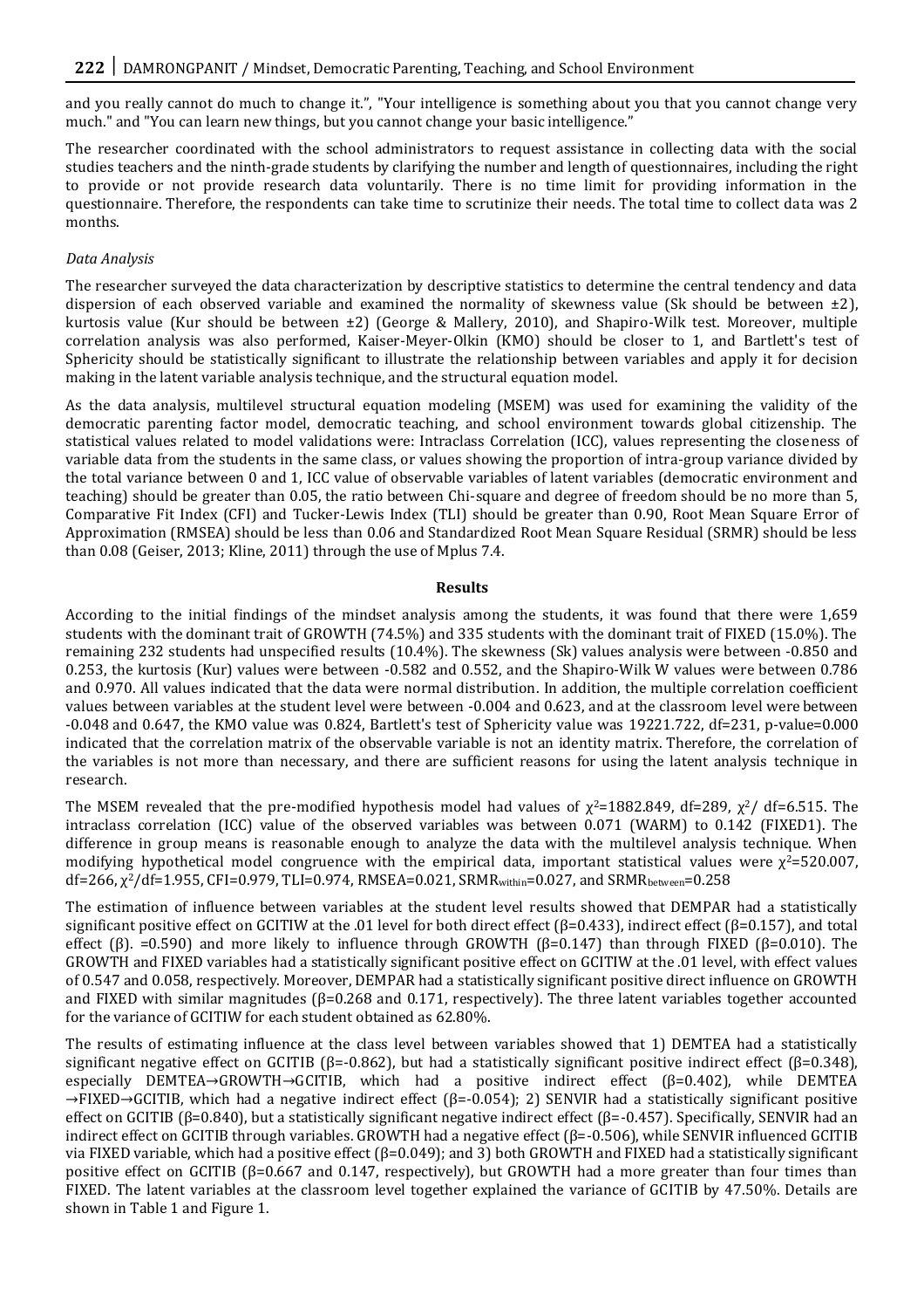and you really cannot do much to change it.", "Your intelligence is something about you that you cannot change very much." and "You can learn new things, but you cannot change your basic intelligence."

The researcher coordinated with the school administrators to request assistance in collecting data with the social studies teachers and the ninth-grade students by clarifying the number and length of questionnaires, including the right to provide or not provide research data voluntarily. There is no time limit for providing information in the questionnaire. Therefore, the respondents can take time to scrutinize their needs. The total time to collect data was 2 months.

*Data Analysis*

The researcher surveyed the data characterization by descriptive statistics to determine the central tendency and data dispersion of each observed variable and examined the normality of skewness value (Sk should be between ±2), kurtosis value (Kur should be between ±2) (George & Mallery, 2010), and Shapiro-Wilk test. Moreover, multiple correlation analysis was also performed, Kaiser-Meyer-Olkin (KMO) should be closer to 1, and Bartlett's test of Sphericity should be statistically significant to illustrate the relationship between variables and apply it for decision making in the latent variable analysis technique, and the structural equation model.

As the data analysis, multilevel structural equation modeling (MSEM) was used for examining the validity of the democratic parenting factor model, democratic teaching, and school environment towards global citizenship. The statistical values related to model validations were: Intraclass Correlation (ICC), values representing the closeness of variable data from the students in the same class, or values showing the proportion of intra-group variance divided by the total variance between 0 and 1, ICC value of observable variables of latent variables (democratic environment and teaching) should be greater than 0.05, the ratio between Chi-square and degree of freedom should be no more than 5, Comparative Fit Index (CFI) and Tucker-Lewis Index (TLI) should be greater than 0.90, Root Mean Square Error of Approximation (RMSEA) should be less than 0.06 and Standardized Root Mean Square Residual (SRMR) should be less than 0.08 (Geiser, 2013; Kline, 2011) through the use of Mplus 7.4.

## Results

According to the initial findings of the mindset analysis among the students, it was found that there were 1,659 students with the dominant trait of GROWTH (74.5%) and 335 students with the dominant trait of FIXED (15.0%). The remaining 232 students had unspecified results (10.4%). The skewness (Sk) values analysis were between -0.850 and 0.253, the kurtosis (Kur) values were between -0.582 and 0.552, and the Shapiro-Wilk W values were between 0.786 and 0.970. All values indicated that the data were normal distribution. In addition, the multiple correlation coefficient values between variables at the student level were between -0.004 and 0.623, and at the classroom level were between -0.048 and 0.647, the KMO value was 0.824, Bartlett's test of Sphericity value was 19221.722, df=231, p-value=0.000 indicated that the correlation matrix of the observable variable is not an identity matrix. Therefore, the correlation of the variables is not more than necessary, and there are sufficient reasons for using the latent analysis technique in research.

The MSEM revealed that the pre-modified hypothesis model had values of $\chi^2$=1882.849, df=289, $\chi^2$/ df=6.515. The intraclass correlation (ICC) value of the observed variables was between 0.071 (WARM) to 0.142 (FIXED1). The difference in group means is reasonable enough to analyze the data with the multilevel analysis technique. When modifying hypothetical model congruence with the empirical data, important statistical values were $\chi^2$=520.007, df=266, $\chi^2$/df=1.955, CFI=0.979, TLI=0.974, RMSEA=0.021, $SRMR_{within}$=0.027, and $SRMR_{between}$=0.258

The estimation of influence between variables at the student level results showed that DEMPAR had a statistically significant positive effect on GCITIW at the .01 level for both direct effect (β=0.433), indirect effect (β=0.157), and total effect (β). =0.590) and more likely to influence through GROWTH (β=0.147) than through FIXED (β=0.010). The GROWTH and FIXED variables had a statistically significant positive effect on GCITIW at the .01 level, with effect values of 0.547 and 0.058, respectively. Moreover, DEMPAR had a statistically significant positive direct influence on GROWTH and FIXED with similar magnitudes (β=0.268 and 0.171, respectively). The three latent variables together accounted for the variance of GCITIW for each student obtained as 62.80%.

The results of estimating influence at the class level between variables showed that 1) DEMTEA had a statistically significant negative effect on GCITIB (β=-0.862), but had a statistically significant positive indirect effect (β=0.348), especially DEMTEA→GROWTH→GCITIB, which had a positive indirect effect (β=0.402), while DEMTEA →FIXED→GCITIB, which had a negative indirect effect (β=-0.054); 2) SENVIR had a statistically significant positive effect on GCITIB (β=0.840), but a statistically significant negative indirect effect (β=-0.457). Specifically, SENVIR had an indirect effect on GCITIB through variables. GROWTH had a negative effect (β=-0.506), while SENVIR influenced GCITIB via FIXED variable, which had a positive effect (β=0.049); and 3) both GROWTH and FIXED had a statistically significant positive effect on GCITIB (β=0.667 and 0.147, respectively), but GROWTH had a more greater than four times than FIXED. The latent variables at the classroom level together explained the variance of GCITIB by 47.50%. Details are shown in Table 1 and Figure 1.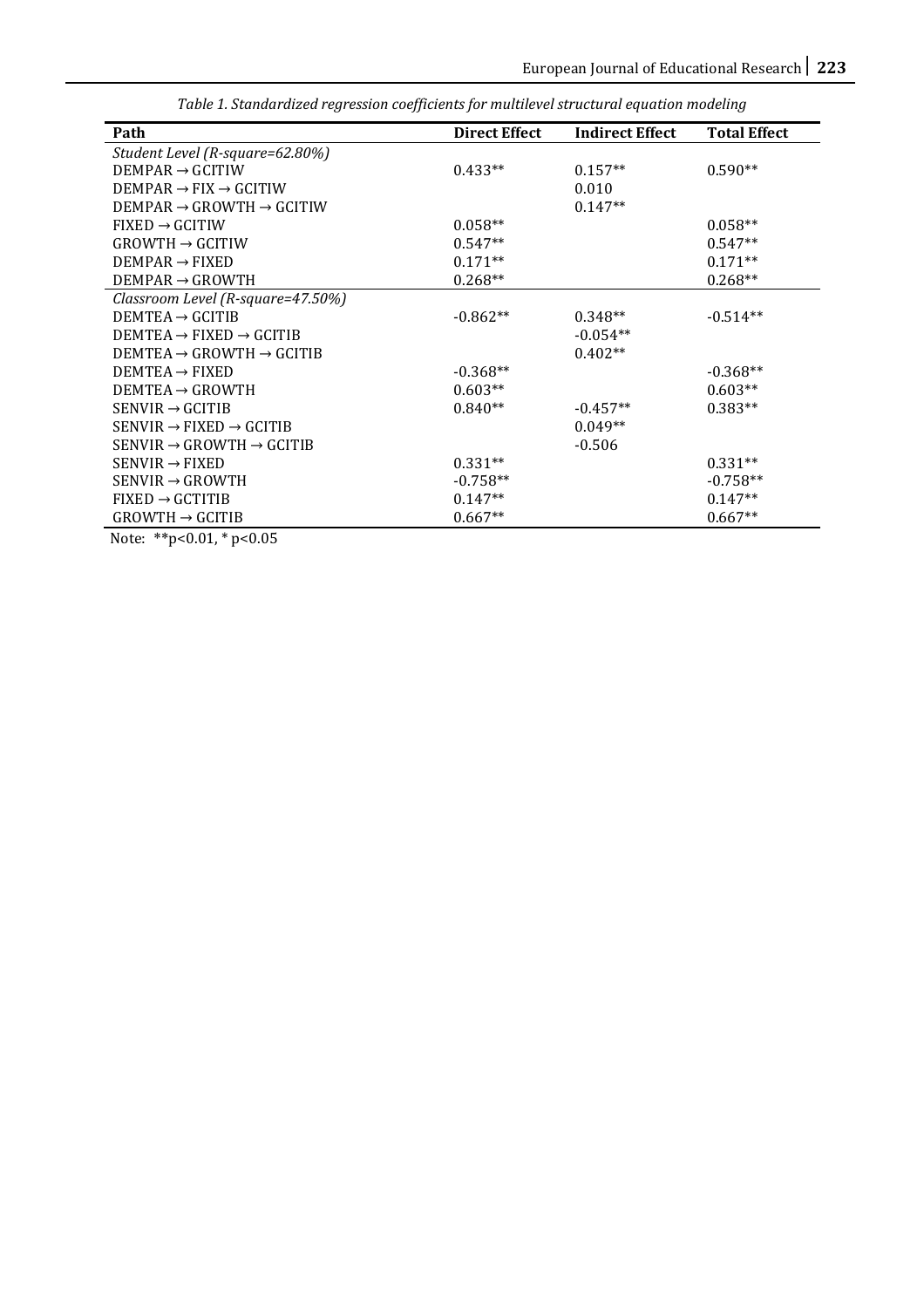*Table 1. Standardized regression coefficients for multilevel structural equation modeling*

| Path | Direct Effect | Indirect Effect | Total Effect |
|---|---|---|---|
| *Student Level (R-square=62.80%)* | | | |
| DEMPAR → GCITIW | 0.433** | 0.157** | 0.590** |
| DEMPAR → FIX → GCITIW | | 0.010 | |
| DEMPAR → GROWTH → GCITIW | | 0.147** | |
| FIXED → GCITIW | 0.058** | | 0.058** |
| GROWTH → GCITIW | 0.547** | | 0.547** |
| DEMPAR → FIXED | 0.171** | | 0.171** |
| DEMPAR → GROWTH | 0.268** | | 0.268** |
| *Classroom Level (R-square=47.50%)* | | | |
| DEMTEA → GCITIB | -0.862** | 0.348** | -0.514** |
| DEMTEA → FIXED → GCITIB | | -0.054** | |
| DEMTEA → GROWTH → GCITIB | | 0.402** | |
| DEMTEA → FIXED | -0.368** | | -0.368** |
| DEMTEA → GROWTH | 0.603** | | 0.603** |
| SENVIR → GCITIB | 0.840** | -0.457** | 0.383** |
| SENVIR → FIXED → GCITIB | | 0.049** | |
| SENVIR → GROWTH → GCITIB | | -0.506 | |
| SENVIR → FIXED | 0.331** | | 0.331** |
| SENVIR → GROWTH | -0.758** | | -0.758** |
| FIXED → GCTITIB | 0.147** | | 0.147** |
| GROWTH → GCITIB | 0.667** | | 0.667** |

Note: **p<0.01, * p<0.05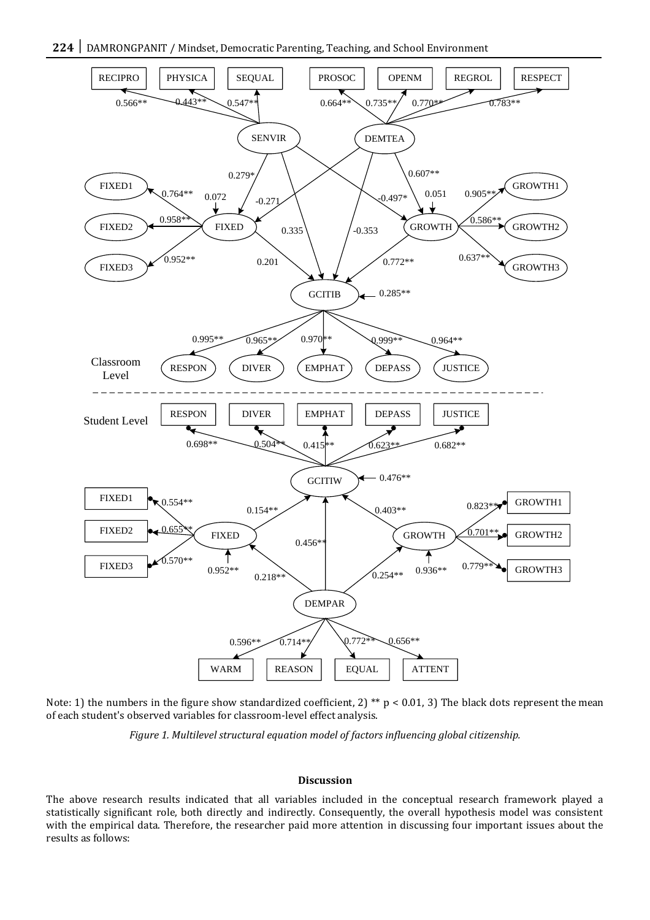Note: 1) the numbers in the figure show standardized coefficient, 2) ** $p < 0.01$, 3) The black dots represent the mean of each student's observed variables for classroom-level effect analysis.

*Figure 1. Multilevel structural equation model of factors influencing global citizenship.*

**Discussion**

The above research results indicated that all variables included in the conceptual research framework played a statistically significant role, both directly and indirectly. Consequently, the overall hypothesis model was consistent with the empirical data. Therefore, the researcher paid more attention in discussing four important issues about the results as follows: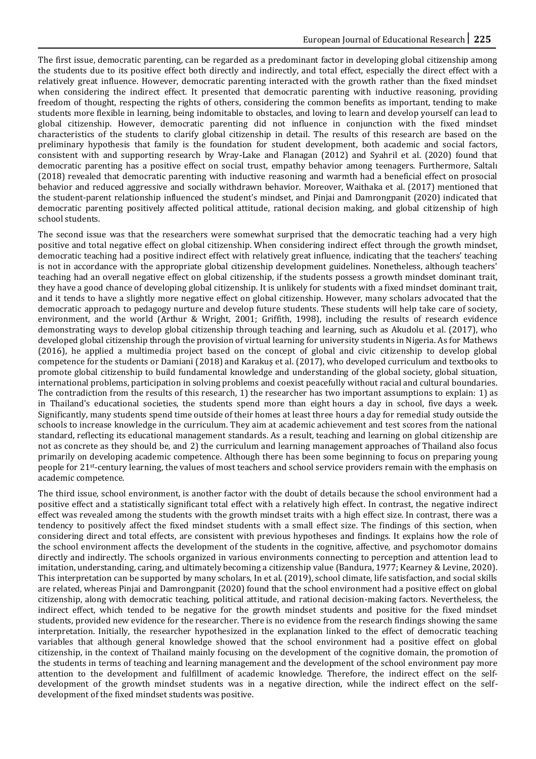The first issue, democratic parenting, can be regarded as a predominant factor in developing global citizenship among the students due to its positive effect both directly and indirectly, and total effect, especially the direct effect with a relatively great influence. However, democratic parenting interacted with the growth rather than the fixed mindset when considering the indirect effect. It presented that democratic parenting with inductive reasoning, providing freedom of thought, respecting the rights of others, considering the common benefits as important, tending to make students more flexible in learning, being indomitable to obstacles, and loving to learn and develop yourself can lead to global citizenship. However, democratic parenting did not influence in conjunction with the fixed mindset characteristics of the students to clarify global citizenship in detail. The results of this research are based on the preliminary hypothesis that family is the foundation for student development, both academic and social factors, consistent with and supporting research by Wray-Lake and Flanagan (2012) and Syahril et al. (2020) found that democratic parenting has a positive effect on social trust, empathy behavior among teenagers. Furthermore, Saltalı (2018) revealed that democratic parenting with inductive reasoning and warmth had a beneficial effect on prosocial behavior and reduced aggressive and socially withdrawn behavior. Moreover, Waithaka et al. (2017) mentioned that the student-parent relationship influenced the student's mindset, and Pinjai and Damrongpanit (2020) indicated that democratic parenting positively affected political attitude, rational decision making, and global citizenship of high school students.

The second issue was that the researchers were somewhat surprised that the democratic teaching had a very high positive and total negative effect on global citizenship. When considering indirect effect through the growth mindset, democratic teaching had a positive indirect effect with relatively great influence, indicating that the teachers' teaching is not in accordance with the appropriate global citizenship development guidelines. Nonetheless, although teachers' teaching had an overall negative effect on global citizenship, if the students possess a growth mindset dominant trait, they have a good chance of developing global citizenship. It is unlikely for students with a fixed mindset dominant trait, and it tends to have a slightly more negative effect on global citizenship. However, many scholars advocated that the democratic approach to pedagogy nurture and develop future students. These students will help take care of society, environment, and the world (Arthur & Wright, 2001; Griffith, 1998), including the results of research evidence demonstrating ways to develop global citizenship through teaching and learning, such as Akudolu et al. (2017), who developed global citizenship through the provision of virtual learning for university students in Nigeria. As for Mathews (2016), he applied a multimedia project based on the concept of global and civic citizenship to develop global competence for the students or Damiani (2018) and Karakuş et al. (2017), who developed curriculum and textbooks to promote global citizenship to build fundamental knowledge and understanding of the global society, global situation, international problems, participation in solving problems and coexist peacefully without racial and cultural boundaries. The contradiction from the results of this research, 1) the researcher has two important assumptions to explain: 1) as in Thailand's educational societies, the students spend more than eight hours a day in school, five days a week. Significantly, many students spend time outside of their homes at least three hours a day for remedial study outside the schools to increase knowledge in the curriculum. They aim at academic achievement and test scores from the national standard, reflecting its educational management standards. As a result, teaching and learning on global citizenship are not as concrete as they should be, and 2) the curriculum and learning management approaches of Thailand also focus primarily on developing academic competence. Although there has been some beginning to focus on preparing young people for 21st-century learning, the values of most teachers and school service providers remain with the emphasis on academic competence.

The third issue, school environment, is another factor with the doubt of details because the school environment had a positive effect and a statistically significant total effect with a relatively high effect. In contrast, the negative indirect effect was revealed among the students with the growth mindset traits with a high effect size. In contrast, there was a tendency to positively affect the fixed mindset students with a small effect size. The findings of this section, when considering direct and total effects, are consistent with previous hypotheses and findings. It explains how the role of the school environment affects the development of the students in the cognitive, affective, and psychomotor domains directly and indirectly. The schools organized in various environments connecting to perception and attention lead to imitation, understanding, caring, and ultimately becoming a citizenship value (Bandura, 1977; Kearney & Levine, 2020). This interpretation can be supported by many scholars, In et al. (2019), school climate, life satisfaction, and social skills are related, whereas Pinjai and Damrongpanit (2020) found that the school environment had a positive effect on global citizenship, along with democratic teaching, political attitude, and rational decision-making factors. Nevertheless, the indirect effect, which tended to be negative for the growth mindset students and positive for the fixed mindset students, provided new evidence for the researcher. There is no evidence from the research findings showing the same interpretation. Initially, the researcher hypothesized in the explanation linked to the effect of democratic teaching variables that although general knowledge showed that the school environment had a positive effect on global citizenship, in the context of Thailand mainly focusing on the development of the cognitive domain, the promotion of the students in terms of teaching and learning management and the development of the school environment pay more attention to the development and fulfillment of academic knowledge. Therefore, the indirect effect on the self-development of the growth mindset students was in a negative direction, while the indirect effect on the self-development of the fixed mindset students was positive.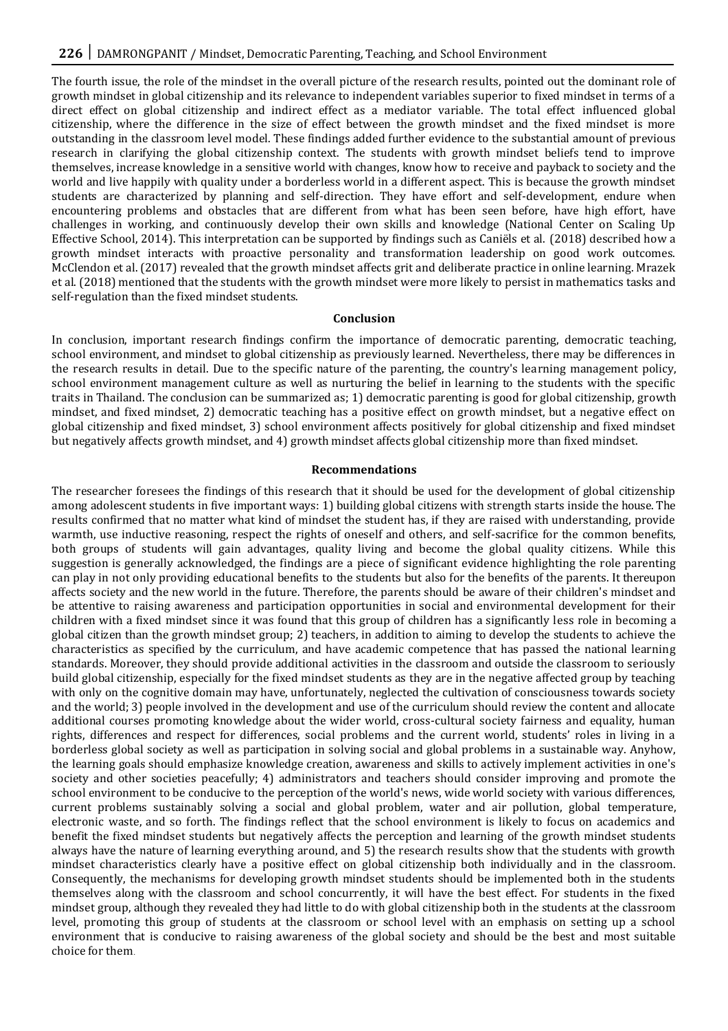The fourth issue, the role of the mindset in the overall picture of the research results, pointed out the dominant role of growth mindset in global citizenship and its relevance to independent variables superior to fixed mindset in terms of a direct effect on global citizenship and indirect effect as a mediator variable. The total effect influenced global citizenship, where the difference in the size of effect between the growth mindset and the fixed mindset is more outstanding in the classroom level model. These findings added further evidence to the substantial amount of previous research in clarifying the global citizenship context. The students with growth mindset beliefs tend to improve themselves, increase knowledge in a sensitive world with changes, know how to receive and payback to society and the world and live happily with quality under a borderless world in a different aspect. This is because the growth mindset students are characterized by planning and self-direction. They have effort and self-development, endure when encountering problems and obstacles that are different from what has been seen before, have high effort, have challenges in working, and continuously develop their own skills and knowledge (National Center on Scaling Up Effective School, 2014). This interpretation can be supported by findings such as Caniëls et al. (2018) described how a growth mindset interacts with proactive personality and transformation leadership on good work outcomes. McClendon et al. (2017) revealed that the growth mindset affects grit and deliberate practice in online learning. Mrazek et al. (2018) mentioned that the students with the growth mindset were more likely to persist in mathematics tasks and self-regulation than the fixed mindset students.

## Conclusion

In conclusion, important research findings confirm the importance of democratic parenting, democratic teaching, school environment, and mindset to global citizenship as previously learned. Nevertheless, there may be differences in the research results in detail. Due to the specific nature of the parenting, the country's learning management policy, school environment management culture as well as nurturing the belief in learning to the students with the specific traits in Thailand. The conclusion can be summarized as; 1) democratic parenting is good for global citizenship, growth mindset, and fixed mindset, 2) democratic teaching has a positive effect on growth mindset, but a negative effect on global citizenship and fixed mindset, 3) school environment affects positively for global citizenship and fixed mindset but negatively affects growth mindset, and 4) growth mindset affects global citizenship more than fixed mindset.

## Recommendations

The researcher foresees the findings of this research that it should be used for the development of global citizenship among adolescent students in five important ways: 1) building global citizens with strength starts inside the house. The results confirmed that no matter what kind of mindset the student has, if they are raised with understanding, provide warmth, use inductive reasoning, respect the rights of oneself and others, and self-sacrifice for the common benefits, both groups of students will gain advantages, quality living and become the global quality citizens. While this suggestion is generally acknowledged, the findings are a piece of significant evidence highlighting the role parenting can play in not only providing educational benefits to the students but also for the benefits of the parents. It thereupon affects society and the new world in the future. Therefore, the parents should be aware of their children's mindset and be attentive to raising awareness and participation opportunities in social and environmental development for their children with a fixed mindset since it was found that this group of children has a significantly less role in becoming a global citizen than the growth mindset group; 2) teachers, in addition to aiming to develop the students to achieve the characteristics as specified by the curriculum, and have academic competence that has passed the national learning standards. Moreover, they should provide additional activities in the classroom and outside the classroom to seriously build global citizenship, especially for the fixed mindset students as they are in the negative affected group by teaching with only on the cognitive domain may have, unfortunately, neglected the cultivation of consciousness towards society and the world; 3) people involved in the development and use of the curriculum should review the content and allocate additional courses promoting knowledge about the wider world, cross-cultural society fairness and equality, human rights, differences and respect for differences, social problems and the current world, students' roles in living in a borderless global society as well as participation in solving social and global problems in a sustainable way. Anyhow, the learning goals should emphasize knowledge creation, awareness and skills to actively implement activities in one's society and other societies peacefully; 4) administrators and teachers should consider improving and promote the school environment to be conducive to the perception of the world's news, wide world society with various differences, current problems sustainably solving a social and global problem, water and air pollution, global temperature, electronic waste, and so forth. The findings reflect that the school environment is likely to focus on academics and benefit the fixed mindset students but negatively affects the perception and learning of the growth mindset students always have the nature of learning everything around, and 5) the research results show that the students with growth mindset characteristics clearly have a positive effect on global citizenship both individually and in the classroom. Consequently, the mechanisms for developing growth mindset students should be implemented both in the students themselves along with the classroom and school concurrently, it will have the best effect. For students in the fixed mindset group, although they revealed they had little to do with global citizenship both in the students at the classroom level, promoting this group of students at the classroom or school level with an emphasis on setting up a school environment that is conducive to raising awareness of the global society and should be the best and most suitable choice for them.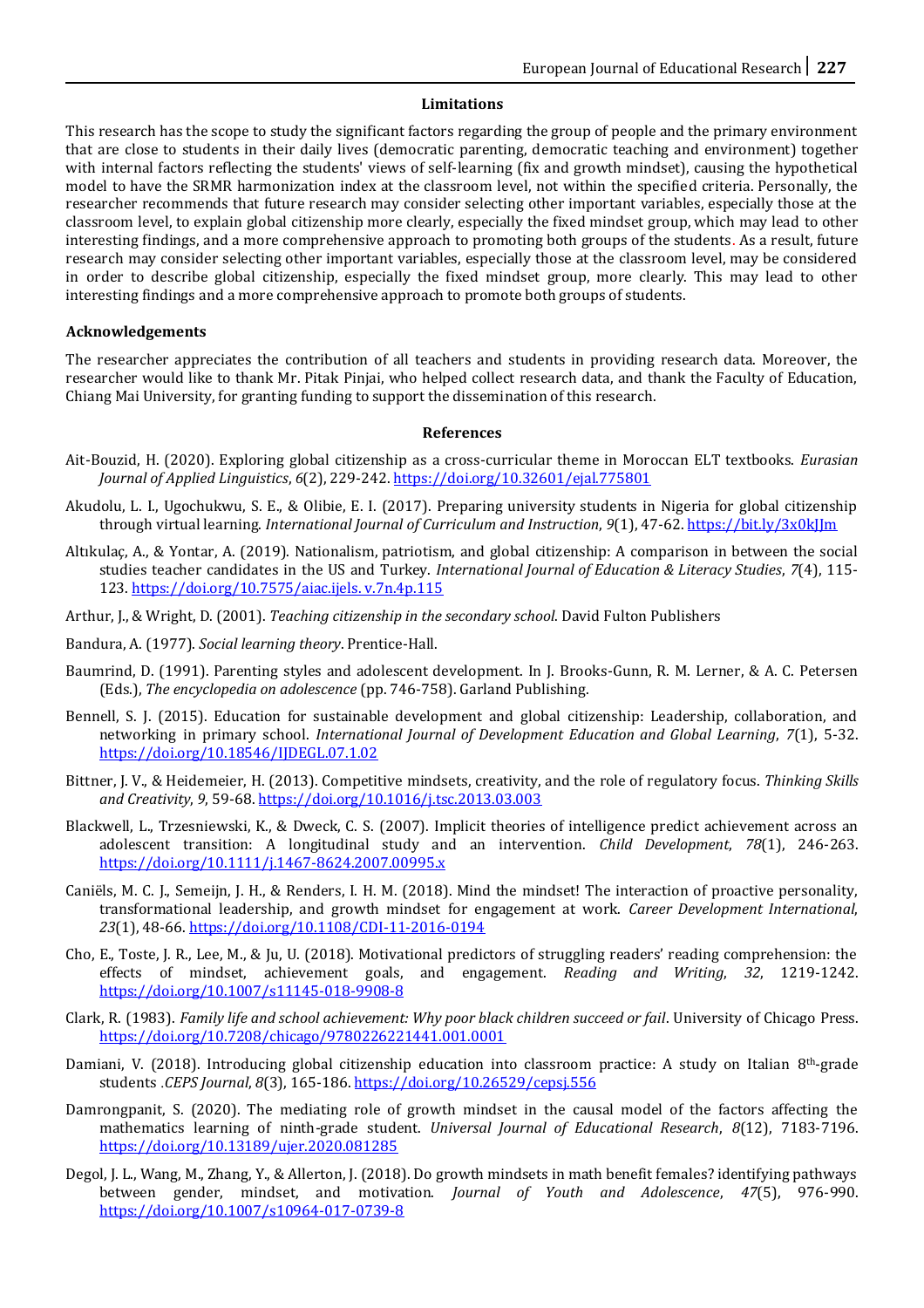## Limitations

This research has the scope to study the significant factors regarding the group of people and the primary environment that are close to students in their daily lives (democratic parenting, democratic teaching and environment) together with internal factors reflecting the students' views of self-learning (fix and growth mindset), causing the hypothetical model to have the SRMR harmonization index at the classroom level, not within the specified criteria. Personally, the researcher recommends that future research may consider selecting other important variables, especially those at the classroom level, to explain global citizenship more clearly, especially the fixed mindset group, which may lead to other interesting findings, and a more comprehensive approach to promoting both groups of the students. As a result, future research may consider selecting other important variables, especially those at the classroom level, may be considered in order to describe global citizenship, especially the fixed mindset group, more clearly. This may lead to other interesting findings and a more comprehensive approach to promote both groups of students.

## Acknowledgements

The researcher appreciates the contribution of all teachers and students in providing research data. Moreover, the researcher would like to thank Mr. Pitak Pinjai, who helped collect research data, and thank the Faculty of Education, Chiang Mai University, for granting funding to support the dissemination of this research.

## References

Ait-Bouzid, H. (2020). Exploring global citizenship as a cross-curricular theme in Moroccan ELT textbooks. *Eurasian Journal of Applied Linguistics*, *6*(2), 229-242. https://doi.org/10.32601/ejal.775801

Akudolu, L. I., Ugochukwu, S. E., & Olibie, E. I. (2017). Preparing university students in Nigeria for global citizenship through virtual learning. *International Journal of Curriculum and Instruction*, *9*(1), 47-62. https://bit.ly/3x0kJJm

Altıkulaç, A., & Yontar, A. (2019). Nationalism, patriotism, and global citizenship: A comparison in between the social studies teacher candidates in the US and Turkey. *International Journal of Education & Literacy Studies*, *7*(4), 115-123. https://doi.org/10.7575/aiac.ijels.v.7n.4p.115

Arthur, J., & Wright, D. (2001). *Teaching citizenship in the secondary school*. David Fulton Publishers

Bandura, A. (1977). *Social learning theory*. Prentice-Hall.

Baumrind, D. (1991). Parenting styles and adolescent development. In J. Brooks-Gunn, R. M. Lerner, & A. C. Petersen (Eds.), *The encyclopedia on adolescence* (pp. 746-758). Garland Publishing.

Bennell, S. J. (2015). Education for sustainable development and global citizenship: Leadership, collaboration, and networking in primary school. *International Journal of Development Education and Global Learning*, *7*(1), 5-32. https://doi.org/10.18546/IJDEGL.07.1.02

Bittner, J. V., & Heidemeier, H. (2013). Competitive mindsets, creativity, and the role of regulatory focus. *Thinking Skills and Creativity*, *9*, 59-68. https://doi.org/10.1016/j.tsc.2013.03.003

Blackwell, L., Trzesniewski, K., & Dweck, C. S. (2007). Implicit theories of intelligence predict achievement across an adolescent transition: A longitudinal study and an intervention. *Child Development*, *78*(1), 246-263. https://doi.org/10.1111/j.1467-8624.2007.00995.x

Caniëls, M. C. J., Semeijn, J. H., & Renders, I. H. M. (2018). Mind the mindset! The interaction of proactive personality, transformational leadership, and growth mindset for engagement at work. *Career Development International*, *23*(1), 48-66. https://doi.org/10.1108/CDI-11-2016-0194

Cho, E., Toste, J. R., Lee, M., & Ju, U. (2018). Motivational predictors of struggling readers' reading comprehension: the effects of mindset, achievement goals, and engagement. *Reading and Writing*, *32*, 1219-1242. https://doi.org/10.1007/s11145-018-9908-8

Clark, R. (1983). *Family life and school achievement: Why poor black children succeed or fail*. University of Chicago Press. https://doi.org/10.7208/chicago/9780226221441.001.0001

Damiani, V. (2018). Introducing global citizenship education into classroom practice: A study on Italian 8th-grade students .*CEPS Journal*, *8*(3), 165-186. https://doi.org/10.26529/cepsj.556

Damrongpanit, S. (2020). The mediating role of growth mindset in the causal model of the factors affecting the mathematics learning of ninth-grade student. *Universal Journal of Educational Research*, *8*(12), 7183-7196. https://doi.org/10.13189/ujer.2020.081285

Degol, J. L., Wang, M., Zhang, Y., & Allerton, J. (2018). Do growth mindsets in math benefit females? identifying pathways between gender, mindset, and motivation. *Journal of Youth and Adolescence*, *47*(5), 976-990. https://doi.org/10.1007/s10964-017-0739-8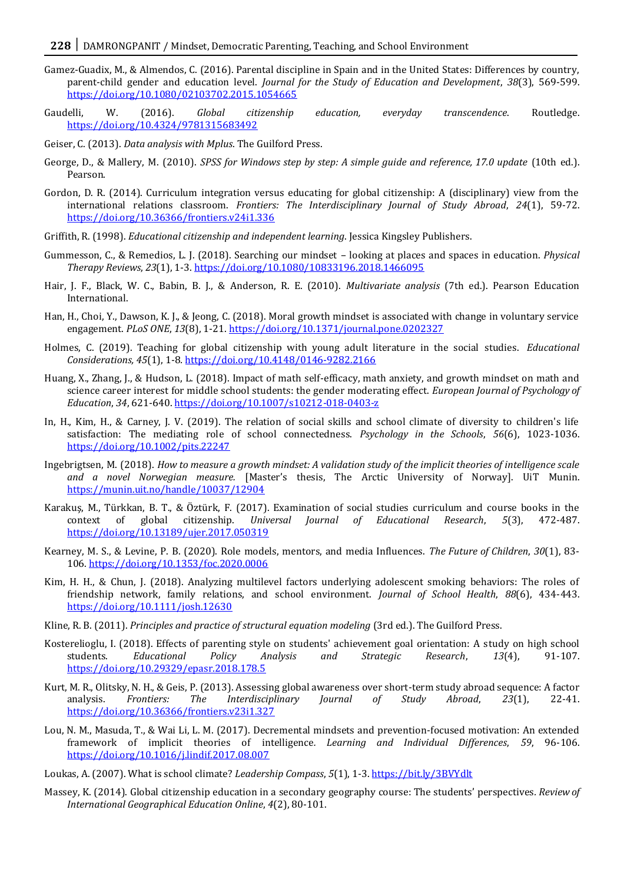Gamez-Guadix, M., & Almendos, C. (2016). Parental discipline in Spain and in the United States: Differences by country, parent-child gender and education level. *Journal for the Study of Education and Development*, *38*(3), 569-599. https://doi.org/10.1080/02103702.2015.1054665

Gaudelli, W. (2016). *Global citizenship education, everyday transcendence*. Routledge. https://doi.org/10.4324/9781315683492

Geiser, C. (2013). *Data analysis with Mplus*. The Guilford Press.

George, D., & Mallery, M. (2010). *SPSS for Windows step by step: A simple guide and reference, 17.0 update* (10th ed.). Pearson.

Gordon, D. R. (2014). Curriculum integration versus educating for global citizenship: A (disciplinary) view from the international relations classroom. *Frontiers: The Interdisciplinary Journal of Study Abroad*, *24*(1), 59-72. https://doi.org/10.36366/frontiers.v24i1.336

Griffith, R. (1998). *Educational citizenship and independent learning*. Jessica Kingsley Publishers.

Gummesson, C., & Remedios, L. J. (2018). Searching our mindset – looking at places and spaces in education. *Physical Therapy Reviews*, *23*(1), 1-3. https://doi.org/10.1080/10833196.2018.1466095

Hair, J. F., Black, W. C., Babin, B. J., & Anderson, R. E. (2010). *Multivariate analysis* (7th ed.). Pearson Education International.

Han, H., Choi, Y., Dawson, K. J., & Jeong, C. (2018). Moral growth mindset is associated with change in voluntary service engagement. *PLoS ONE*, *13*(8), 1-21. https://doi.org/10.1371/journal.pone.0202327

Holmes, C. (2019). Teaching for global citizenship with young adult literature in the social studies. *Educational Considerations, 45*(1), 1-8. https://doi.org/10.4148/0146-9282.2166

Huang, X., Zhang, J., & Hudson, L. (2018). Impact of math self-efficacy, math anxiety, and growth mindset on math and science career interest for middle school students: the gender moderating effect. *European Journal of Psychology of Education*, *34*, 621-640. https://doi.org/10.1007/s10212-018-0403-z

In, H., Kim, H., & Carney, J. V. (2019). The relation of social skills and school climate of diversity to children's life satisfaction: The mediating role of school connectedness. *Psychology in the Schools*, *56*(6), 1023-1036. https://doi.org/10.1002/pits.22247

Ingebrigtsen, M. (2018). *How to measure a growth mindset: A validation study of the implicit theories of intelligence scale and a novel Norwegian measure.* [Master's thesis, The Arctic University of Norway]. UiT Munin. https://munin.uit.no/handle/10037/12904

Karakuş, M., Türkkan, B. T., & Öztürk, F. (2017). Examination of social studies curriculum and course books in the context of global citizenship. *Universal Journal of Educational Research*, *5*(3), 472-487. https://doi.org/10.13189/ujer.2017.050319

Kearney, M. S., & Levine, P. B. (2020). Role models, mentors, and media Influences. *The Future of Children*, *30*(1), 83-106. https://doi.org/10.1353/foc.2020.0006

Kim, H. H., & Chun, J. (2018). Analyzing multilevel factors underlying adolescent smoking behaviors: The roles of friendship network, family relations, and school environment. *Journal of School Health*, *88*(6), 434-443. https://doi.org/10.1111/josh.12630

Kline, R. B. (2011). *Principles and practice of structural equation modeling* (3rd ed.). The Guilford Press.

Kosterelioglu, I. (2018). Effects of parenting style on students' achievement goal orientation: A study on high school students. *Educational Policy Analysis and Strategic Research*, *13*(4), 91-107. https://doi.org/10.29329/epasr.2018.178.5

Kurt, M. R., Olitsky, N. H., & Geis, P. (2013). Assessing global awareness over short-term study abroad sequence: A factor analysis. *Frontiers: The Interdisciplinary Journal of Study Abroad*, *23*(1), 22-41. https://doi.org/10.36366/frontiers.v23i1.327

Lou, N. M., Masuda, T., & Wai Li, L. M. (2017). Decremental mindsets and prevention-focused motivation: An extended framework of implicit theories of intelligence. *Learning and Individual Differences*, *59*, 96-106. https://doi.org/10.1016/j.lindif.2017.08.007

Loukas, A. (2007). What is school climate? *Leadership Compass*, *5*(1), 1-3. https://bit.ly/3BVYdlt

Massey, K. (2014). Global citizenship education in a secondary geography course: The students' perspectives. *Review of International Geographical Education Online*, *4*(2), 80-101.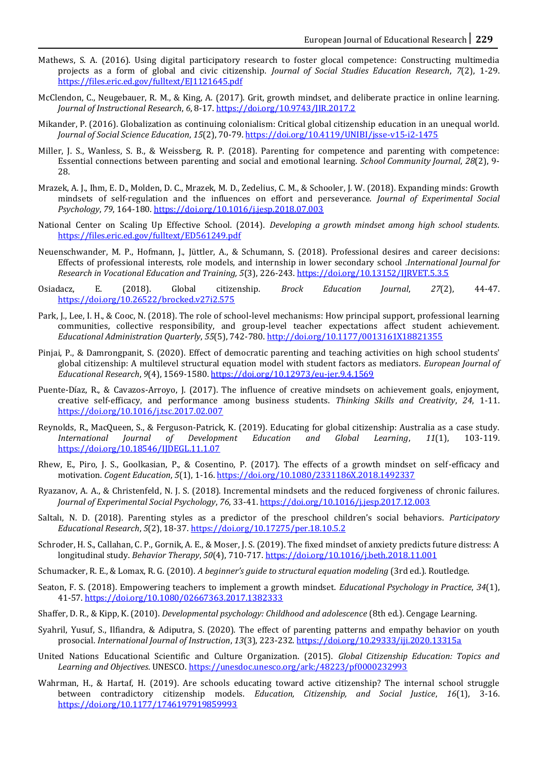Mathews, S. A. (2016). Using digital participatory research to foster glocal competence: Constructing multimedia projects as a form of global and civic citizenship. *Journal of Social Studies Education Research*, *7*(2), 1-29. https://files.eric.ed.gov/fulltext/EJ1121645.pdf

McClendon, C., Neugebauer, R. M., & King, A. (2017). Grit, growth mindset, and deliberate practice in online learning. *Journal of Instructional Research*, *6*, 8-17. https://doi.org/10.9743/JIR.2017.2

Mikander, P. (2016). Globalization as continuing colonialism: Critical global citizenship education in an unequal world. *Journal of Social Science Education*, *15*(2), 70-79. https://doi.org/10.4119/UNIBI/jsse-v15-i2-1475

Miller, J. S., Wanless, S. B., & Weissberg, R. P. (2018). Parenting for competence and parenting with competence: Essential connections between parenting and social and emotional learning. *School Community Journal*, *28*(2), 9-28.

Mrazek, A. J., Ihm, E. D., Molden, D. C., Mrazek, M. D., Zedelius, C. M., & Schooler, J. W. (2018). Expanding minds: Growth mindsets of self-regulation and the influences on effort and perseverance. *Journal of Experimental Social Psychology*, *79*, 164-180. https://doi.org/10.1016/j.jesp.2018.07.003

National Center on Scaling Up Effective School. (2014). *Developing a growth mindset among high school students*. https://files.eric.ed.gov/fulltext/ED561249.pdf

Neuenschwander, M. P., Hofmann, J., Jüttler, A., & Schumann, S. (2018). Professional desires and career decisions: Effects of professional interests, role models, and internship in lower secondary school .*International Journal for Research in Vocational Education and Training, 5*(3), 226-243. https://doi.org/10.13152/IJRVET.5.3.5

Osiadacz, E. (2018). Global citizenship. *Brock Education Journal*, *27*(2), 44-47. https://doi.org/10.26522/brocked.v27i2.575

Park, J., Lee, I. H., & Cooc, N. (2018). The role of school-level mechanisms: How principal support, professional learning communities, collective responsibility, and group-level teacher expectations affect student achievement. *Educational Administration Quarterly*, *55*(5), 742-780. http://doi.org/10.1177/0013161X18821355

Pinjai, P., & Damrongpanit, S. (2020). Effect of democratic parenting and teaching activities on high school students' global citizenship: A multilevel structural equation model with student factors as mediators. *European Journal of Educational Research*, *9*(4), 1569-1580. https://doi.org/10.12973/eu-jer.9.4.1569

Puente-Díaz, R., & Cavazos-Arroyo, J. (2017). The influence of creative mindsets on achievement goals, enjoyment, creative self-efficacy, and performance among business students. *Thinking Skills and Creativity*, *24*, 1-11. https://doi.org/10.1016/j.tsc.2017.02.007

Reynolds, R., MacQueen, S., & Ferguson-Patrick, K. (2019). Educating for global citizenship: Australia as a case study. *International Journal of Development Education and Global Learning*, *11*(1), 103-119. https://doi.org/10.18546/IJDEGL.11.1.07

Rhew, E., Piro, J. S., Goolkasian, P., & Cosentino, P. (2017). The effects of a growth mindset on self-efficacy and motivation. *Cogent Education*, *5*(1), 1-16. https://doi.org/10.1080/2331186X.2018.1492337

Ryazanov, A. A., & Christenfeld, N. J. S. (2018). Incremental mindsets and the reduced forgiveness of chronic failures. *Journal of Experimental Social Psychology*, *76*, 33-41. https://doi.org/10.1016/j.jesp.2017.12.003

Saltalı, N. D. (2018). Parenting styles as a predictor of the preschool children's social behaviors. *Participatory Educational Research*, *5*(2), 18-37. https://doi.org/10.17275/per.18.10.5.2

Schroder, H. S., Callahan, C. P., Gornik, A. E., & Moser, J. S. (2019). The fixed mindset of anxiety predicts future distress: A longitudinal study. *Behavior Therapy*, *50*(4), 710-717. https://doi.org/10.1016/j.beth.2018.11.001

Schumacker, R. E., & Lomax, R. G. (2010). *A beginner's guide to structural equation modeling* (3rd ed.). Routledge.

Seaton, F. S. (2018). Empowering teachers to implement a growth mindset. *Educational Psychology in Practice*, *34*(1), 41-57. https://doi.org/10.1080/02667363.2017.1382333

Shaffer, D. R., & Kipp, K. (2010). *Developmental psychology: Childhood and adolescence* (8th ed.). Cengage Learning.

Syahril, Yusuf, S., Ilfiandra, & Adiputra, S. (2020). The effect of parenting patterns and empathy behavior on youth prosocial. *International Journal of Instruction*, *13*(3), 223-232. https://doi.org/10.29333/iji.2020.13315a

United Nations Educational Scientific and Culture Organization. (2015). *Global Citizenship Education: Topics and Learning and Objectives*. UNESCO. https://unesdoc.unesco.org/ark:/48223/pf0000232993

Wahrman, H., & Hartaf, H. (2019). Are schools educating toward active citizenship? The internal school struggle between contradictory citizenship models. *Education, Citizenship, and Social Justice*, *16*(1), 3-16. https://doi.org/10.1177/1746197919859993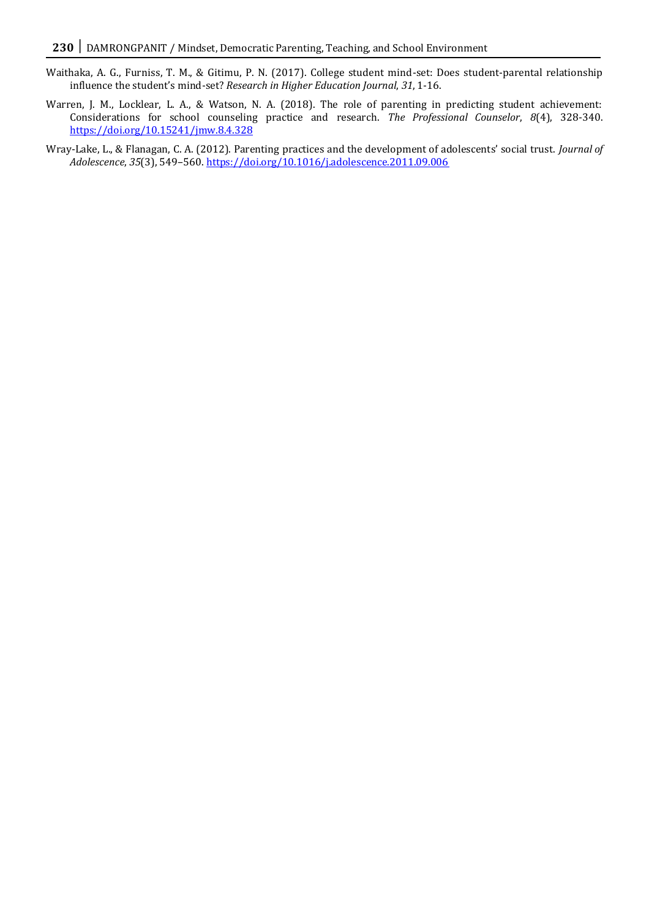Waithaka, A. G., Furniss, T. M., & Gitimu, P. N. (2017). College student mind-set: Does student-parental relationship influence the student's mind-set? *Research in Higher Education Journal*, *31*, 1-16.

Warren, J. M., Locklear, L. A., & Watson, N. A. (2018). The role of parenting in predicting student achievement: Considerations for school counseling practice and research. *The Professional Counselor*, *8*(4), 328-340. https://doi.org/10.15241/jmw.8.4.328

Wray-Lake, L., & Flanagan, C. A. (2012). Parenting practices and the development of adolescents' social trust. *Journal of Adolescence*, *35*(3), 549–560. https://doi.org/10.1016/j.adolescence.2011.09.006